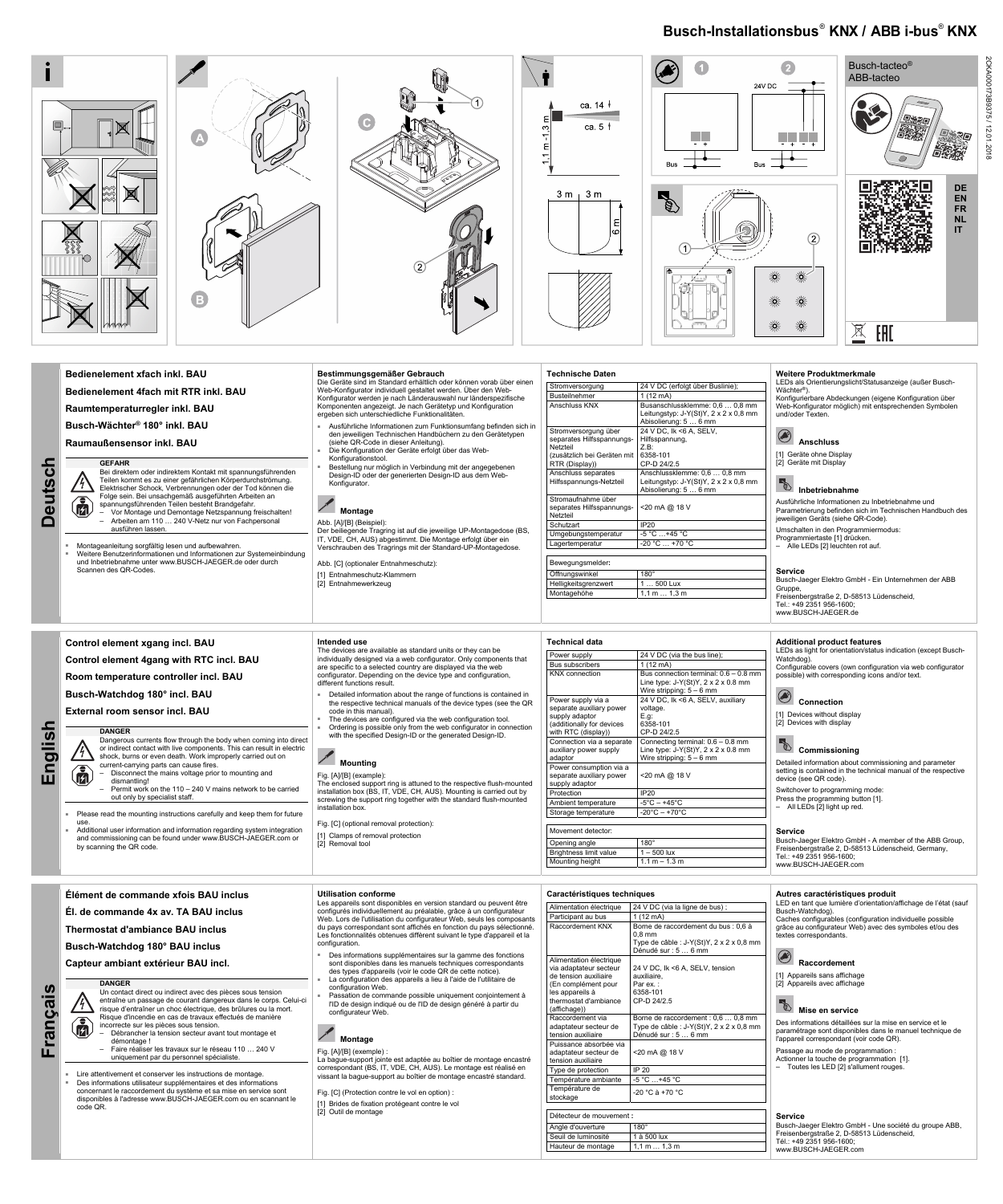# Busch-Installationsbus® KNX / ABB i-bus® KNX

Busch-tacteo®
ABB-tacteo

DE
EN
FR
NL
IT

2CKA001473B9375 / 12.01.2018

## Deutsch

**Bedienelement xfach inkl. BAU**

**Bedienelement 4fach mit RTR inkl. BAU**

**Raumtemperaturregler inkl. BAU**

**Busch-Wächter® 180° inkl. BAU**

**Raumaußensensor inkl. BAU**

**GEFAHR**

Bei direktem oder indirektem Kontakt mit spannungsführenden Teilen kommt es zu einer gefährlichen Körperdurchströmung. Elektrischer Schock, Verbrennungen oder der Tod können die Folge sein. Bei unsachgemäß ausgeführten Arbeiten an spannungsführenden Teilen besteht Brandgefahr.

– Vor Montage und Demontage Netzspannung freischalten!
– Arbeiten am 110 … 240 V-Netz nur von Fachpersonal ausführen lassen.

- Montageanleitung sorgfältig lesen und aufbewahren.
- Weitere Benutzerinformationen und Informationen zur Systemeinbindung und Inbetriebnahme unter www.BUSCH-JAEGER.de oder durch Scannen des QR-Codes.

### Bestimmungsgemäßer Gebrauch

Die Geräte sind im Standard erhältlich oder können vorab über einen Web-Konfigurator individuell gestaltet werden. Über den Web-Konfigurator werden je nach Länderauswahl nur länderspezifische Komponenten angezeigt. Je nach Gerätetyp und Konfiguration ergeben sich unterschiedliche Funktionalitäten.

- Ausführliche Informationen zum Funktionsumfang befinden sich in den jeweiligen Technischen Handbüchern zu den Gerätetypen (siehe QR-Code in dieser Anleitung).
- Die Konfiguration der Geräte erfolgt über das Web-Konfigurationstool.
- Bestellung nur möglich in Verbindung mit der angegebenen Design-ID oder der generierten Design-ID aus dem Web-Konfigurator.

### Montage

Abb. [A]/[B] (Beispiel):
Der beiliegende Tragring ist auf die jeweilige UP-Montagedose (BS, IT, VDE, CH, AUS) abgestimmt. Die Montage erfolgt über ein Verschrauben des Tragrings mit der Standard-UP-Montagedose.

Abb. [C] (optionaler Entnahmeschutz):

[1] Entnahmeschutz-Klammern
[2] Entnahmewerkzeug

### Technische Daten

| | |
|---|---|
| Stromversorgung | 24 V DC (erfolgt über Buslinie); |
| Busteilnehmer | 1 (12 mA) |
| Anschluss KNX | Busanschlussklemme: 0,6 … 0,8 mm<br>Leitungstyp: J-Y(St)Y, 2 x 2 x 0,8 mm<br>Abisolierung: 5 … 6 mm |
| Stromversorgung über separates Hilfsspannungs-Netzteil (zusätzlich bei Geräten mit RTR (Display)) | 24 V DC, Ik <6 A, SELV, Hilfsspannung,<br>Z.B:<br>6358-101<br>CP-D 24/2.5 |
| Anschluss separates Hilfsspannungs-Netzteil | Anschlussklemme: 0,6 … 0,8 mm<br>Leitungstyp: J-Y(St)Y, 2 x 2 x 0,8 mm<br>Abisolierung: 5 … 6 mm |
| Stromaufnahme über separates Hilfsspannungs-Netzteil | <20 mA @ 18 V |
| Schutzart | IP20 |
| Umgebungstemperatur | -5 °C …+45 °C |
| Lagertemperatur | -20 °C … +70 °C |

| Bewegungsmelder: | |
|---|---|
| Öffnungswinkel | 180° |
| Helligkeitsgrenzwert | 1 … 500 Lux |
| Montagehöhe | 1,1 m … 1,3 m |

### Weitere Produktmerkmale

LEDs als Orientierungslicht/Statusanzeige (außer Busch-Wächter®).
Konfigurierbare Abdeckungen (eigene Konfiguration über Web-Konfigurator möglich) mit entsprechenden Symbolen und/oder Texten.

### Anschluss

[1] Geräte ohne Display
[2] Geräte mit Display

### Inbetriebnahme

Ausführliche Informationen zu Inbetriebnahme und Parametrierung befinden sich im Technischen Handbuch des jeweiligen Geräts (siehe QR-Code).

Umschalten in den Programmiermodus:
Programmiertaste [1] drücken.
– Alle LEDs [2] leuchten rot auf.

### Service

Busch-Jaeger Elektro GmbH - Ein Unternehmen der ABB Gruppe,
Freisenbergstraße 2, D-58513 Lüdenscheid,
Tel.: +49 2351 956-1600;
www.BUSCH-JAEGER.de

## English

**Control element xgang incl. BAU**

**Control element 4gang with RTC incl. BAU**

**Room temperature controller incl. BAU**

**Busch-Watchdog 180° incl. BAU**

**External room sensor incl. BAU**

**DANGER**

Dangerous currents flow through the body when coming into direct or indirect contact with live components. This can result in electric shock, burns or even death. Work improperly carried out on current-carrying parts can cause fires.

– Disconnect the mains voltage prior to mounting and dismantling!
– Permit work on the 110 – 240 V mains network to be carried out only by specialist staff.

- Please read the mounting instructions carefully and keep them for future use.
- Additional user information and information regarding system integration and commissioning can be found under www.BUSCH-JAEGER.com or by scanning the QR code.

### Intended use

The devices are available as standard units or they can be individually designed via a web configurator. Only components that are specific to a selected country are displayed via the web configurator. Depending on the device type and configuration, different function results.

- Detailed information about the range of functions is contained in the respective technical manuals of the device types (see the QR code in this manual).
- The devices are configured via the web configuration tool.
- Ordering is possible only from the web configurator in connection with the specified Design-ID or the generated Design-ID.

### Mounting

Fig. [A]/[B] (example):
The enclosed support ring is attuned to the respective flush-mounted installation box (BS, IT, VDE, CH, AUS). Mounting is carried out by screwing the support ring together with the standard flush-mounted installation box.

Fig. [C] (optional removal protection):

[1] Clamps of removal protection
[2] Removal tool

### Technical data

| | |
|---|---|
| Power supply | 24 V DC (via the bus line); |
| Bus subscribers | 1 (12 mA) |
| KNX connection | Bus connection terminal: 0.6 – 0.8 mm<br>Line type: J-Y(St)Y, 2 x 2 x 0.8 mm<br>Wire stripping: 5 – 6 mm |
| Power supply via a separate auxiliary power supply adaptor (additionally for devices with RTC (display)) | 24 V DC, Ik <6 A, SELV, auxiliary voltage.<br>E.g:<br>6358-101<br>CP-D 24/2.5 |
| Connection via a separate auxiliary power supply adaptor | Connecting terminal: 0.6 – 0.8 mm<br>Line type: J-Y(St)Y, 2 x 2 x 0.8 mm<br>Wire stripping: 5 – 6 mm |
| Power consumption via a separate auxiliary power supply adaptor | <20 mA @ 18 V |
| Protection | IP20 |
| Ambient temperature | -5°C – +45°C |
| Storage temperature | -20°C – +70°C |

| Movement detector: | |
|---|---|
| Opening angle | 180° |
| Brightness limit value | 1 – 500 lux |
| Mounting height | 1.1 m – 1.3 m |

### Additional product features

LEDs as light for orientation/status indication (except Busch-Watchdog).
Configurable covers (own configuration via web configurator possible) with corresponding icons and/or text.

### Connection

[1] Devices without display
[2] Devices with display

### Commissioning

Detailed information about commissioning and parameter setting is contained in the technical manual of the respective device (see QR code).

Switchover to programming mode:
Press the programming button [1].
– All LEDs [2] light up red.

### Service

Busch-Jaeger Elektro GmbH - A member of the ABB Group,
Freisenbergstraße 2, D-58513 Lüdenscheid, Germany,
Tel.: +49 2351 956-1600;
www.BUSCH-JAEGER.com

## Français

**Élément de commande xfois BAU inclus**

**Él. de commande 4x av. TA BAU inclus**

**Thermostat d'ambiance BAU inclus**

**Busch-Watchdog 180° BAU inclus**

**Capteur ambiant extérieur BAU incl.**

**DANGER**

Un contact direct ou indirect avec des pièces sous tension entraîne un passage de courant dangereux dans le corps. Celui-ci risque d'entraîner un choc électrique, des brûlures ou la mort. Risque d'incendie en cas de travaux effectués de manière incorrecte sur les pièces sous tension.

– Débrancher la tension secteur avant tout montage et démontage !
– Faire réaliser les travaux sur le réseau 110 … 240 V uniquement par du personnel spécialiste.

- Lire attentivement et conserver les instructions de montage.
- Des informations utilisateur supplémentaires et des informations concernant le raccordement du système et sa mise en service sont disponibles à l'adresse www.BUSCH-JAEGER.com ou en scannant le code QR.

### Utilisation conforme

Les appareils sont disponibles en version standard ou peuvent être configurés individuellement au préalable, grâce à un configurateur Web. Lors de l'utilisation du configurateur Web, seuls les composants du pays correspondant sont affichés en fonction du pays sélectionné. Les fonctionnalités obtenues diffèrent suivant le type d'appareil et la configuration.

- Des informations supplémentaires sur la gamme des fonctions sont disponibles dans les manuels techniques correspondants des types d'appareils (voir le code QR de cette notice).
- La configuration des appareils a lieu à l'aide de l'utilitaire de configuration Web.
- Passation de commande possible uniquement conjointement à l'ID de design indiqué ou de l'ID de design généré à partir du configurateur Web.

### Montage

Fig. [A]/[B] (exemple) :
La bague-support jointe est adaptée au boîtier de montage encastré correspondant (BS, IT, VDE, CH, AUS). Le montage est réalisé en vissant la bague-support au boîtier de montage encastré standard.

Fig. [C] (Protection contre le vol en option) :

[1] Brides de fixation protégeant contre le vol
[2] Outil de montage

### Caractéristiques techniques

| | |
|---|---|
| Alimentation électrique | 24 V DC (via la ligne de bus) ; |
| Participant au bus | 1 (12 mA) |
| Raccordement KNX | Borne de raccordement du bus : 0,6 à 0,8 mm<br>Type de câble : J-Y(St)Y, 2 x 2 x 0,8 mm<br>Dénudé sur : 5 … 6 mm |
| Alimentation électrique via adaptateur secteur de tension auxiliaire (En complément pour les appareils à thermostat d'ambiance (affichage)) | 24 V DC, Ik <6 A, SELV, tension auxiliaire,<br>Par ex. :<br>6358-101<br>CP-D 24/2.5 |
| Raccordement via adaptateur secteur de tension auxiliaire | Borne de raccordement : 0,6 … 0,8 mm<br>Type de câble : J-Y(St)Y, 2 x 2 x 0,8 mm<br>Dénudé sur : 5 … 6 mm |
| Puissance absorbée via adaptateur secteur de tension auxiliaire | <20 mA @ 18 V |
| Type de protection | IP 20 |
| Température ambiante | -5 °C …+45 °C |
| Température de stockage | -20 °C à +70 °C |

| Détecteur de mouvement : | |
|---|---|
| Angle d'ouverture | 180° |
| Seuil de luminosité | 1 à 500 lux |
| Hauteur de montage | 1,1 m … 1,3 m |

### Autres caractéristiques produit

LED en tant que lumière d'orientation/affichage de l'état (sauf Busch-Watchdog).
Caches configurables (configuration individuelle possible grâce au configurateur Web) avec des symboles et/ou des textes correspondants.

### Raccordement

[1] Appareils sans affichage
[2] Appareils avec affichage

### Mise en service

Des informations détaillées sur la mise en service et le paramétrage sont disponibles dans le manuel technique de l'appareil correspondant (voir code QR).

Passage au mode de programmation :
Actionner la touche de programmation [1].
– Toutes les LED [2] s'allument rouges.

### Service

Busch-Jaeger Elektro GmbH - Une société du groupe ABB,
Freisenbergstraße 2, D-58513 Lüdenscheid,
Tél.: +49 2351 956-1600;
www.BUSCH-JAEGER.com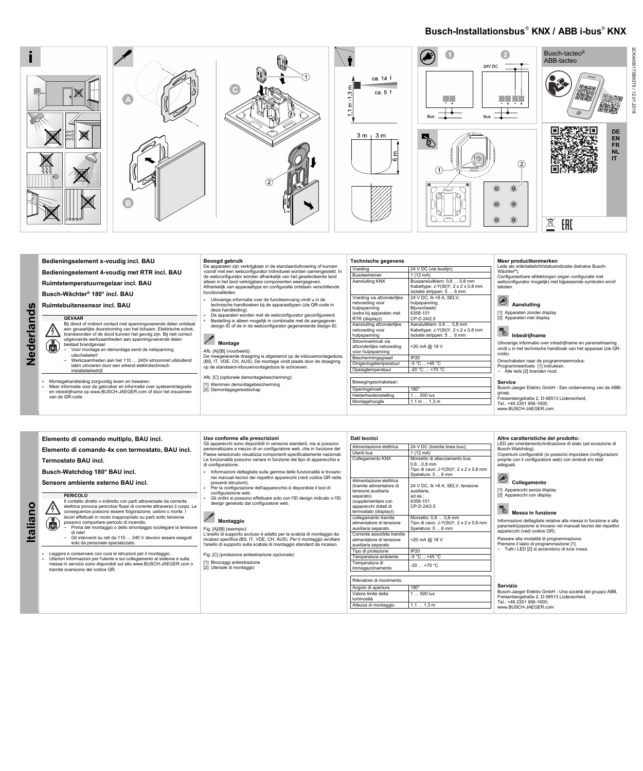# Busch-Installationsbus® KNX / ABB i-bus® KNX

ca. 14
ca. 5
1,1 m -1,3 m
3 m 3 m
6 m

24V DC
Bus
Bus

Busch-tacteo®
ABB-tacteo

DE
EN
FR
NL
IT

2CKA001773B9375 / 12.01.2018

## Nederlands

**Bedieningselement x-voudig incl. BAU**

**Bedieningselement 4-voudig met RTR incl. BAU**

**Ruimtetemperatuurregelaar incl. BAU**

**Busch-Wächter® 180° incl. BAU**

**Ruimtebuitensensor incl. BAU**

**GEVAAR**

Bij direct of indirect contact met spanningvoerende delen ontstaat een gevaarlijke doorstroming van het lichaam. Elektrische schok, brandwonden of de dood kunnen het gevolg zijn. Bij niet correct uitgevoerde werkzaamheden aan spanningvoerende delen bestaat brandgevaar.

- Voor montage en demontage eerst de netspanning uitschakelen!
- Werkzaamheden aan het 110 … 240V-stroomnet uitsluitend laten uitvoeren door een erkend elektrotechnisch installatiebedrijf.

- Montagehandleiding zorgvuldig lezen en bewaren.
- Meer informatie voor de gebruiker en informatie over systeemintegratie en inbedrijfname op www.BUSCH-JAEGER.com of door het inscannen van de QR-code.

**Beoogd gebruik**

De apparaten zijn verkrijgbaar in de standaarduitvoering of kunnen vooraf met een webconfigurator individueel worden samengesteld. In de webconfigurator worden afhankelijk van het geselecteerde land alleen in het land verkrijgbare componenten weergegeven. Afhankelijk van apparaattype en configuratie ontstaan verschillende functionaliteiten.

- Uitvoerige informatie over de functieomvang vindt u in de technische handboeken bij de apparaattypen (zie QR-code in deze handleiding).
- De apparaten worden met de webconfigurator geconfigureerd.
- Bestelling is alleen mogelijk in combinatie met de aangegeven design-ID of de in de webconfigurator gegenereerde design-ID.

**Montage**

Afb. [A]/[B] (voorbeeld):
De meegeleverde draagring is afgestemd op de inbouwmontagedoos (BS, IT, VDE, CH, AUS). De montage vindt plaats door de draagring op de standaard-inbouwmontagedoos te schroeven.

Afb. [C] (optionele demontagebescherming):

[1] Klemmen demontagebescherming
[2] Demontagegereedschap

**Technische gegevens**

| | |
|---|---|
| Voeding | 24 V DC (via buslijn); |
| Busdeelnemer | 1 (12 mA) |
| Aansluiting KNX | Busaansluitklem: 0,6 … 0,8 mm<br>Kabeltype: J-Y(St)Y, 2 x 2 x 0,8 mm<br>Isolatie strippen: 5 … 6 mm |
| Voeding via afzonderlijke netvoeding voor hulpspanning<br>(extra bij apparaten met RTR (display)) | 24 V DC, Ik <6 A, SELV, hulpspanning,<br>Bijvoorbeeld:<br>6358-101<br>CP-D 24/2.5 |
| Aansluiting afzonderlijke netvoeding voor hulpspanning | Aansluitklem: 0,6 … 0,8 mm<br>Kabeltype: J-Y(St)Y, 2 x 2 x 0,8 mm<br>Isolatie strippen: 5 … 6 mm |
| Stroomverbruik via afzonderlijke netvoeding voor hulpspanning | <20 mA @ 18 V |
| Beschermingsgraad | IP20 |
| Omgevingstemperatuur | -5 °C …+45 °C |
| Opslagtemperatuur | -20 °C … +70 °C |

| Bewegingsschakelaar: | |
|---|---|
| Openingshoek | 180° |
| Helderheidsinstelling | 1 … 500 lux |
| Montagehoogte | 1,1 m … 1,3 m |

**Meer productkenmerken**

Leds als oriëntatielicht/statusindicatie (behalve Busch-Wächter®).
Configureerbare afdekkingen (eigen configuratie met webconfigurator mogelijk) met bijpassende symbolen en/of teksten.

**Aansluiting**

[1] Apparaten zonder display
[2] Apparaten met display

**Inbedrijfname**

Uitvoerige informatie over inbedrijfname en parametrisering vindt u in het technische handboek van het apparaat (zie QR-code).

Omschakelen naar de programmeermodus:
Programmeertoets [1] indrukken.
– Alle leds [2] branden rood.

**Service**

Busch-Jaeger Elektro GmbH - Een onderneming van de ABB-groep,
Freisenbergstraße 2, D-58513 Lüdenscheid,
Tel.: +49 2351 956-1600;
www.BUSCH-JAEGER.com

## Italiano

**Elemento di comando multiplo, BAU incl.**

**Elemento di comando 4x con termostato, BAU incl.**

**Termostato BAU incl.**

**Busch-Watchdog 180° BAU incl.**

**Sensore ambiente esterno BAU incl.**

**PERICOLO**

Il contatto diretto o indiretto con parti attraversate da corrente elettrica provoca pericolosi flussi di corrente attraverso il corpo. Le conseguenze possono essere folgorazione, ustioni o morte. I lavori effettuati in modo inappropriato su parti sotto tensione possono comportare pericolo di incendio.

- Prima del montaggio o dello smontaggio scollegare la tensione di rete!
- Gli interventi su reti da 110 … 240 V devono essere eseguiti solo da personale specializzato.

- Leggere e conservare con cura le istruzioni per il montaggio.
- Ulteriori informazioni per l'utente e sul collegamento al sistema e sulla messa in servizio sono disponibili sul sito www.BUSCH-JAEGER.com o tramite scansione del codice QR.

**Uso conforme alle prescrizioni**

Gli apparecchi sono disponibili in versione standard, ma si possono personalizzare a mezzo di un configuratore web, che in funzione del Paese selezionato visualizza componenti specificatamente nazionali. Le funzionalità possono variare in funzione del tipo di apparecchio e di configurazione.

- Informazioni dettagliate sulla gamma delle funzionalità si trovano nei manuali tecnici dei rispettivi apparecchi (vedi codice QR nelle presenti istruzioni).
- Per la configurazione dell'apparecchio è disponibile il tool di configurazione web.
- Gli ordini si possono effettuare solo con l'ID design indicato o l'ID design generato dal configuratore web.

**Montaggio**

Fig. [A]/[B] (esempio):
L'anello di supporto accluso è adatto per la scatola di montaggio da incasso specifica (BS, IT, VDE, CH, AUS). Per il montaggio avvitare l'anello di supporto sulla scatola di montaggio standard da incasso.

Fig. [C] (protezione antiestrazione opzionale):

[1] Bloccaggi antiestrazione
[2] Utensile di montaggio

**Dati tecnici**

| | |
|---|---|
| Alimentazione elettrica | 24 V DC (tramite linea bus); |
| Utenti bus | 1 (12 mA) |
| Collegamento KNX | Morsetto di allacciamento bus:<br>0,6…0,8 mm<br>Tipo di cavo: J-Y(St)Y, 2 x 2 x 0,8 mm<br>Spelatura: 5 ... 6 mm |
| Alimentazione elettrica (tramite alimentatore di tensione ausiliaria separato)<br>(supplementare con apparecchi dotati di termostato (display)) | 24 V DC, Ik <6 A, SELV, tensione ausiliaria,<br>ad es.:<br>6358-101<br>CP-D 24/2.5 |
| collegamento tramite alimentatore di tensione ausiliaria separato | Morsetto: 0,6 … 0,8 mm<br>Tipo di cavo: J-Y(St)Y, 2 x 2 x 0,8 mm<br>Spelatura: 5 ... 6 mm |
| Corrente assorbita tramite alimentatore di tensione ausiliaria separato | <20 mA @ 18 V |
| Tipo di protezione | IP20 |
| Temperatura ambiente | -5 °C …+45 °C |
| Temperatura di immagazzinamento | -20 … +70 °C |

| Rilevatore di movimento: | |
|---|---|
| Angolo di apertura | 180° |
| Valore limite della luminosità | 1 … 500 lux |
| Altezza di montaggio | 1,1 … 1,3 m |

**Altre caratteristiche del prodotto:**

LED per orientamento/indicazione di stato (ad eccezione di Busch-Watchdog).
Coperture configurabili (si possono impostare configurazioni proprie con il configuratore web) con simboli e/o testi adeguati.

**Collegamento**

[1] Apparecchi senza display
[2] Apparecchi con display

**Messa in funzione**

Informazioni dettagliate relative alla messa in funzione e alla parametrizzazione si trovano nei manuali tecnici dei rispettivi apparecchi (vedi codice QR).

Passare alla modalità di programmazione:
Premere il tasto di programmazione [1].
– Tutti i LED [2] si accendono di luce rossa.

**Servizio**

Busch-Jaeger Elektro GmbH - Una società del gruppo ABB,
Freisenbergstraße 2, D-58513 Lüdenscheid,
Tel.: +49 2351 956-1600;
www.BUSCH-JAEGER.com